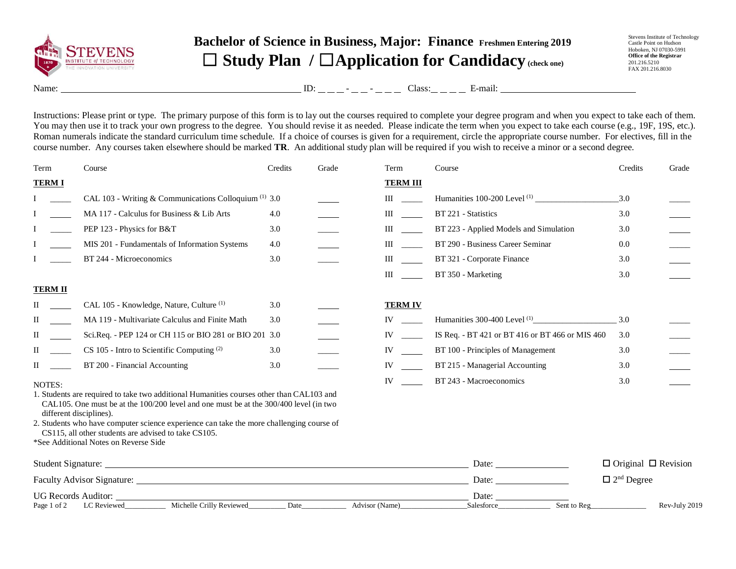# Bachelor of Science in Business, Major: Finance Freshmen Entering 2019

## ☐ Study Plan / ☐ Application for Candidacy (check one)

Stevens Institute of Technology
Castle Point on Hudson
Hoboken, NJ 07030-5991
**Office of the Registrar**
201.216.5210
FAX 201.216.8030

Name: ____________________ ID: _ _ _ - _ _ - _ _ _ Class: _ _ _ _ E-mail: ____________________

Instructions: Please print or type. The primary purpose of this form is to lay out the courses required to complete your degree program and when you expect to take each of them. You may then use it to track your own progress to the degree. You should revise it as needed. Please indicate the term when you expect to take each course (e.g., 19F, 19S, etc.). Roman numerals indicate the standard curriculum time schedule. If a choice of courses is given for a requirement, circle the appropriate course number. For electives, fill in the course number. Any courses taken elsewhere should be marked **TR**. An additional study plan will be required if you wish to receive a minor or a second degree.

| Term | | Course | Credits | Grade |
|---|---|---|---|---|
| **TERM I** | | | | |
| I | _____ | CAL 103 - Writing & Communications Colloquium (1) | 3.0 | _____ |
| I | _____ | MA 117 - Calculus for Business & Lib Arts | 4.0 | _____ |
| I | _____ | PEP 123 - Physics for B&T | 3.0 | _____ |
| I | _____ | MIS 201 - Fundamentals of Information Systems | 4.0 | _____ |
| I | _____ | BT 244 - Microeconomics | 3.0 | _____ |
| **TERM II** | | | | |
| II | _____ | CAL 105 - Knowledge, Nature, Culture (1) | 3.0 | _____ |
| II | _____ | MA 119 - Multivariate Calculus and Finite Math | 3.0 | _____ |
| II | _____ | Sci.Req. - PEP 124 or CH 115 or BIO 281 or BIO 201 | 3.0 | _____ |
| II | _____ | CS 105 - Intro to Scientific Computing (2) | 3.0 | _____ |
| II | _____ | BT 200 - Financial Accounting | 3.0 | _____ |
| **TERM III** | | | | |
| III | _____ | Humanities 100-200 Level (1) __________ | 3.0 | _____ |
| III | _____ | BT 221 - Statistics | 3.0 | _____ |
| III | _____ | BT 223 - Applied Models and Simulation | 3.0 | _____ |
| III | _____ | BT 290 - Business Career Seminar | 0.0 | _____ |
| III | _____ | BT 321 - Corporate Finance | 3.0 | _____ |
| III | _____ | BT 350 - Marketing | 3.0 | _____ |
| **TERM IV** | | | | |
| IV | _____ | Humanities 300-400 Level (1) __________ | 3.0 | _____ |
| IV | _____ | IS Req. - BT 421 or BT 416 or BT 466 or MIS 460 | 3.0 | _____ |
| IV | _____ | BT 100 - Principles of Management | 3.0 | _____ |
| IV | _____ | BT 215 - Managerial Accounting | 3.0 | _____ |
| IV | _____ | BT 243 - Macroeconomics | 3.0 | _____ |

NOTES:

1. Students are required to take two additional Humanities courses other than CAL103 and CAL105. One must be at the 100/200 level and one must be at the 300/400 level (in two different disciplines).
2. Students who have computer science experience can take the more challenging course of CS115, all other students are advised to take CS105.

*See Additional Notes on Reverse Side

Student Signature: ____________________ Date: __________ ☐ Original ☐ Revision

Faculty Advisor Signature: ____________________ Date: __________ ☐ 2nd Degree

UG Records Auditor: ____________________ Date: __________

LC Reviewed__________ Michelle Crilly Reviewed__________ Date__________ Advisor (Name)__________ Salesforce__________ Sent to Reg__________ Rev-July 2019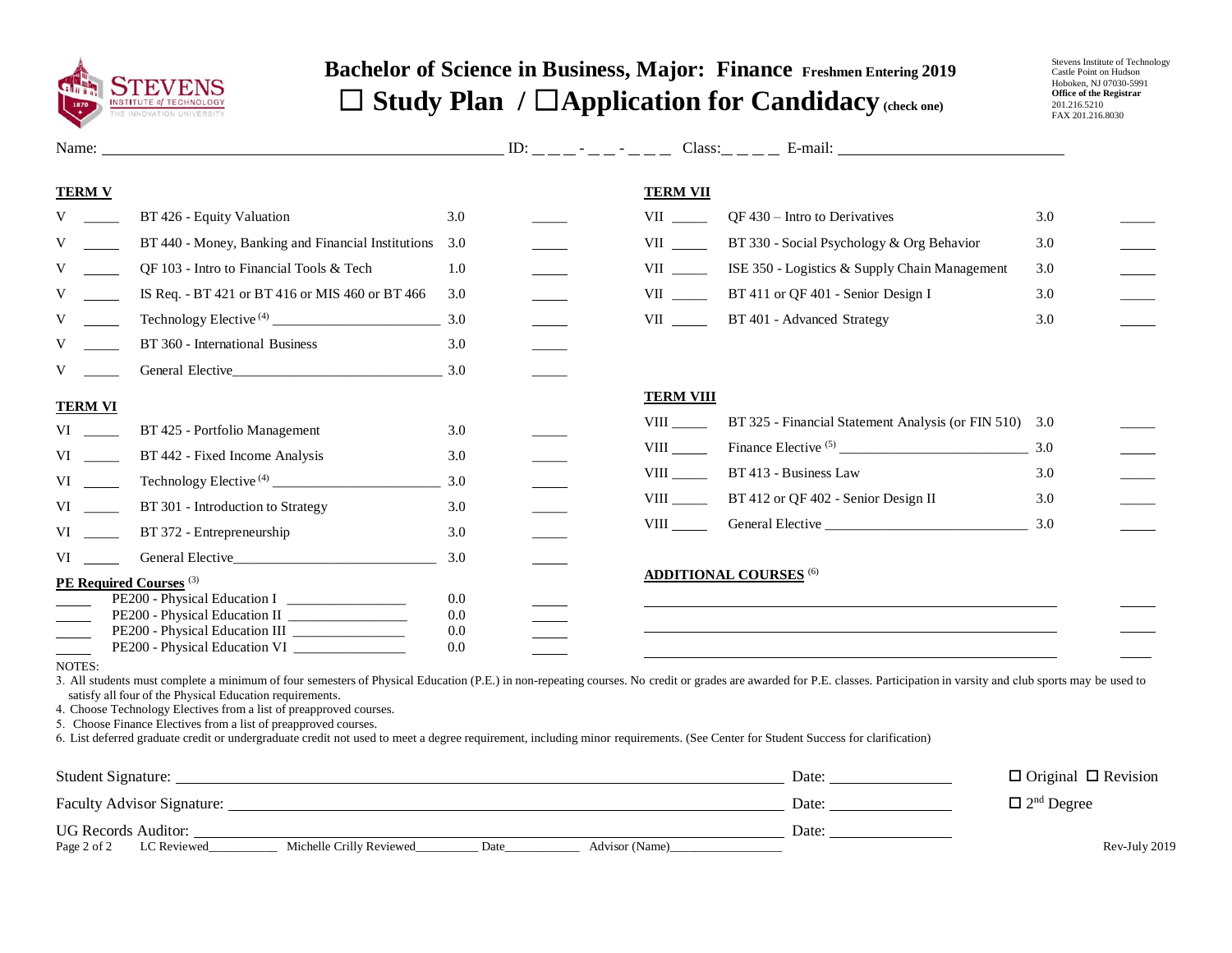# Bachelor of Science in Business, Major: Finance Freshmen Entering 2019

## ☐ Study Plan / ☐ Application for Candidacy (check one)

Stevens Institute of Technology
Castle Point on Hudson
Hoboken, NJ 07030-5991
**Office of the Registrar**
201.216.5210
FAX 201.216.8030

Name: ____________________ ID: _ _ _ - _ _ - _ _ _ Class: _ _ _ _ E-mail: ____________________

**TERM V**

| | | | | |
|---|---|---|---|---|
| V | _____ | BT 426 - Equity Valuation | 3.0 | _____ |
| V | _____ | BT 440 - Money, Banking and Financial Institutions | 3.0 | _____ |
| V | _____ | QF 103 - Intro to Financial Tools & Tech | 1.0 | _____ |
| V | _____ | IS Req. - BT 421 or BT 416 or MIS 460 or BT 466 | 3.0 | _____ |
| V | _____ | Technology Elective [4] ____________ | 3.0 | _____ |
| V | _____ | BT 360 - International Business | 3.0 | _____ |
| V | _____ | General Elective____________ | 3.0 | _____ |

**TERM VI**

| | | | | |
|---|---|---|---|---|
| VI | _____ | BT 425 - Portfolio Management | 3.0 | _____ |
| VI | _____ | BT 442 - Fixed Income Analysis | 3.0 | _____ |
| VI | _____ | Technology Elective [4] ____________ | 3.0 | _____ |
| VI | _____ | BT 301 - Introduction to Strategy | 3.0 | _____ |
| VI | _____ | BT 372 - Entrepreneurship | 3.0 | _____ |
| VI | _____ | General Elective____________ | 3.0 | _____ |

**PE Required Courses** [3]

| | | | |
|---|---|---|---|
| _____ | PE200 - Physical Education I ____________ | 0.0 | _____ |
| _____ | PE200 - Physical Education II ____________ | 0.0 | _____ |
| _____ | PE200 - Physical Education III ____________ | 0.0 | _____ |
| _____ | PE200 - Physical Education VI ____________ | 0.0 | _____ |

**TERM VII**

| | | | | |
|---|---|---|---|---|
| VII | _____ | QF 430 – Intro to Derivatives | 3.0 | _____ |
| VII | _____ | BT 330 - Social Psychology & Org Behavior | 3.0 | _____ |
| VII | _____ | ISE 350 - Logistics & Supply Chain Management | 3.0 | _____ |
| VII | _____ | BT 411 or QF 401 - Senior Design I | 3.0 | _____ |
| VII | _____ | BT 401 - Advanced Strategy | 3.0 | _____ |

**TERM VIII**

| | | | | |
|---|---|---|---|---|
| VIII | _____ | BT 325 - Financial Statement Analysis (or FIN 510) | 3.0 | _____ |
| VIII | _____ | Finance Elective [5] ____________ | 3.0 | _____ |
| VIII | _____ | BT 413 - Business Law | 3.0 | _____ |
| VIII | _____ | BT 412 or QF 402 - Senior Design II | 3.0 | _____ |
| VIII | _____ | General Elective ____________ | 3.0 | _____ |

**ADDITIONAL COURSES** [6]

____________________________________ _____
____________________________________ _____
____________________________________ _____

NOTES:

3. All students must complete a minimum of four semesters of Physical Education (P.E.) in non-repeating courses. No credit or grades are awarded for P.E. classes. Participation in varsity and club sports may be used to satisfy all four of the Physical Education requirements.
4. Choose Technology Electives from a list of preapproved courses.
5. Choose Finance Electives from a list of preapproved courses.
6. List deferred graduate credit or undergraduate credit not used to meet a degree requirement, including minor requirements. (See Center for Student Success for clarification)

Student Signature: ____________________ Date: __________ ☐ Original ☐ Revision

Faculty Advisor Signature: ____________________ Date: __________ ☐ 2nd Degree

UG Records Auditor: ____________________ Date: __________

LC Reviewed__________ Michelle Crilly Reviewed__________ Date__________ Advisor (Name)__________

Rev-July 2019